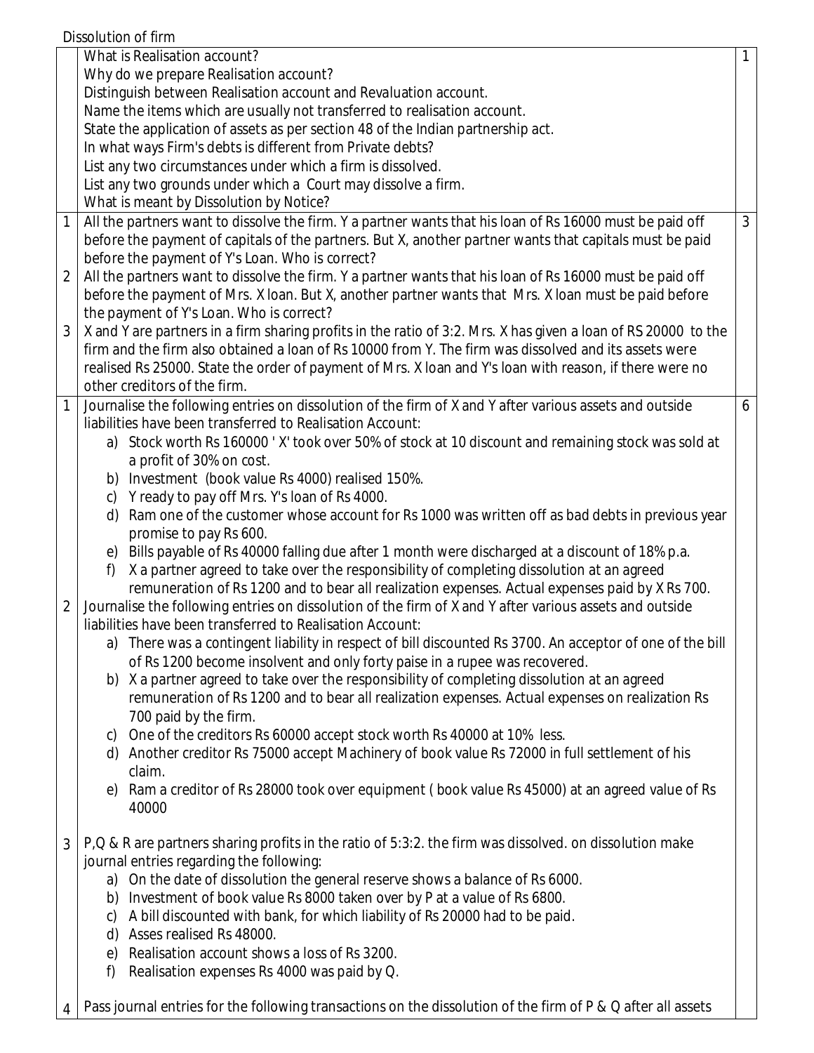Dissolution of firm

| | | |
|---|---|---|
| | What is Realisation account?<br>Why do we prepare Realisation account?<br>Distinguish between Realisation account and Revaluation account.<br>Name the items which are usually not transferred to realisation account.<br>State the application of assets as per section 48 of the Indian partnership act.<br>In what ways Firm's debts is different from Private debts?<br>List any two circumstances under which a firm is dissolved.<br>List any two grounds under which a Court may dissolve a firm.<br>What is meant by Dissolution by Notice? | 1 |
| 1 | All the partners want to dissolve the firm. Y a partner wants that his loan of Rs 16000 must be paid off before the payment of capitals of the partners. But X, another partner wants that capitals must be paid before the payment of Y's Loan. Who is correct? | 3 |
| 2 | All the partners want to dissolve the firm. Y a partner wants that his loan of Rs 16000 must be paid off before the payment of Mrs. X loan. But X, another partner wants that Mrs. X loan must be paid before the payment of Y's Loan. Who is correct? | |
| 3 | X and Y are partners in a firm sharing profits in the ratio of 3:2. Mrs. X has given a loan of RS 20000 to the firm and the firm also obtained a loan of Rs 10000 from Y. The firm was dissolved and its assets were realised Rs 25000. State the order of payment of Mrs. X loan and Y's loan with reason, if there were no other creditors of the firm. | |
| 1 | Journalise the following entries on dissolution of the firm of X and Y after various assets and outside liabilities have been transferred to Realisation Account:<br>a) Stock worth Rs 160000 ' X' took over 50% of stock at 10 discount and remaining stock was sold at a profit of 30% on cost.<br>b) Investment (book value Rs 4000) realised 150%.<br>c) Y ready to pay off Mrs. Y's loan of Rs 4000.<br>d) Ram one of the customer whose account for Rs 1000 was written off as bad debts in previous year promise to pay Rs 600.<br>e) Bills payable of Rs 40000 falling due after 1 month were discharged at a discount of 18% p.a.<br>f) X a partner agreed to take over the responsibility of completing dissolution at an agreed remuneration of Rs 1200 and to bear all realization expenses. Actual expenses paid by X Rs 700. | 6 |
| 2 | Journalise the following entries on dissolution of the firm of X and Y after various assets and outside liabilities have been transferred to Realisation Account:<br>a) There was a contingent liability in respect of bill discounted Rs 3700. An acceptor of one of the bill of Rs 1200 become insolvent and only forty paise in a rupee was recovered.<br>b) X a partner agreed to take over the responsibility of completing dissolution at an agreed remuneration of Rs 1200 and to bear all realization expenses. Actual expenses on realization Rs 700 paid by the firm.<br>c) One of the creditors Rs 60000 accept stock worth Rs 40000 at 10% less.<br>d) Another creditor Rs 75000 accept Machinery of book value Rs 72000 in full settlement of his claim.<br>e) Ram a creditor of Rs 28000 took over equipment ( book value Rs 45000) at an agreed value of Rs 40000 | |
| 3 | P,Q & R are partners sharing profits in the ratio of 5:3:2. the firm was dissolved. on dissolution make journal entries regarding the following:<br>a) On the date of dissolution the general reserve shows a balance of Rs 6000.<br>b) Investment of book value Rs 8000 taken over by P at a value of Rs 6800.<br>c) A bill discounted with bank, for which liability of Rs 20000 had to be paid.<br>d) Asses realised Rs 48000.<br>e) Realisation account shows a loss of Rs 3200.<br>f) Realisation expenses Rs 4000 was paid by Q. | |
| 4 | Pass journal entries for the following transactions on the dissolution of the firm of P & Q after all assets | |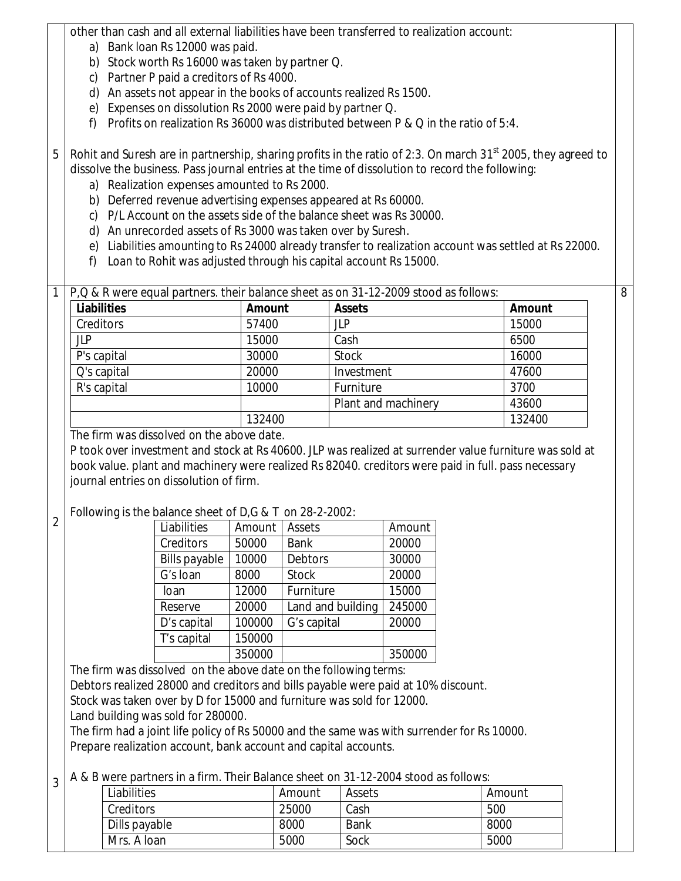other than cash and all external liabilities have been transferred to realization account:

a) Bank loan Rs 12000 was paid.
b) Stock worth Rs 16000 was taken by partner Q.
c) Partner P paid a creditors of Rs 4000.
d) An assets not appear in the books of accounts realized Rs 1500.
e) Expenses on dissolution Rs 2000 were paid by partner Q.
f) Profits on realization Rs 36000 was distributed between P & Q in the ratio of 5:4.

5 Rohit and Suresh are in partnership, sharing profits in the ratio of 2:3. On march 31st 2005, they agreed to dissolve the business. Pass journal entries at the time of dissolution to record the following:

a) Realization expenses amounted to Rs 2000.
b) Deferred revenue advertising expenses appeared at Rs 60000.
c) P/L Account on the assets side of the balance sheet was Rs 30000.
d) An unrecorded assets of Rs 3000 was taken over by Suresh.
e) Liabilities amounting to Rs 24000 already transfer to realization account was settled at Rs 22000.
f) Loan to Rohit was adjusted through his capital account Rs 15000.

1 P,Q & R were equal partners. their balance sheet as on 31-12-2009 stood as follows: 8

| Liabilities | Amount | Assets | Amount |
|---|---|---|---|
| Creditors | 57400 | JLP | 15000 |
| JLP | 15000 | Cash | 6500 |
| P's capital | 30000 | Stock | 16000 |
| Q's capital | 20000 | Investment | 47600 |
| R's capital | 10000 | Furniture | 3700 |
| | | Plant and machinery | 43600 |
| | 132400 | | 132400 |

The firm was dissolved on the above date.
P took over investment and stock at Rs 40600. JLP was realized at surrender value furniture was sold at book value. plant and machinery were realized Rs 82040. creditors were paid in full. pass necessary journal entries on dissolution of firm.

2 Following is the balance sheet of D,G & T on 28-2-2002:

| Liabilities | Amount | Assets | Amount |
|---|---|---|---|
| Creditors | 50000 | Bank | 20000 |
| Bills payable | 10000 | Debtors | 30000 |
| G's loan | 8000 | Stock | 20000 |
| loan | 12000 | Furniture | 15000 |
| Reserve | 20000 | Land and building | 245000 |
| D's capital | 100000 | G's capital | 20000 |
| T's capital | 150000 | | |
| | 350000 | | 350000 |

The firm was dissolved on the above date on the following terms:
Debtors realized 28000 and creditors and bills payable were paid at 10% discount.
Stock was taken over by D for 15000 and furniture was sold for 12000.
Land building was sold for 280000.
The firm had a joint life policy of Rs 50000 and the same was with surrender for Rs 10000.
Prepare realization account, bank account and capital accounts.

3 A & B were partners in a firm. Their Balance sheet on 31-12-2004 stood as follows:

| Liabilities | Amount | Assets | Amount |
|---|---|---|---|
| Creditors | 25000 | Cash | 500 |
| Dills payable | 8000 | Bank | 8000 |
| Mrs. A loan | 5000 | Sock | 5000 |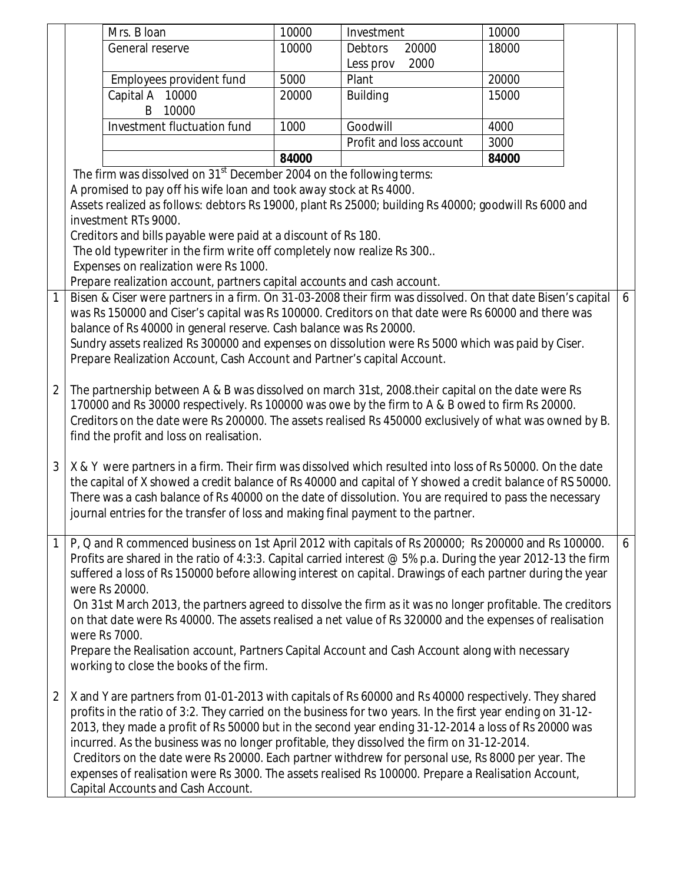| | | | |
|---|---|---|---|
| Mrs. B loan | 10000 | Investment | 10000 |
| General reserve | 10000 | Debtors 20000<br>Less prov 2000 | 18000 |
| Employees provident fund | 5000 | Plant | 20000 |
| Capital A 10000<br>B 10000 | 20000 | Building | 15000 |
| Investment fluctuation fund | 1000 | Goodwill | 4000 |
| | | Profit and loss account | 3000 |
| | **84000** | | **84000** |

The firm was dissolved on 31st December 2004 on the following terms:

A promised to pay off his wife loan and took away stock at Rs 4000.

Assets realized as follows: debtors Rs 19000, plant Rs 25000; building Rs 40000; goodwill Rs 6000 and investment RTs 9000.

Creditors and bills payable were paid at a discount of Rs 180.

The old typewriter in the firm write off completely now realize Rs 300..

Expenses on realization were Rs 1000.

Prepare realization account, partners capital accounts and cash account.

1. Bisen & Ciser were partners in a firm. On 31-03-2008 their firm was dissolved. On that date Bisen's capital was Rs 150000 and Ciser's capital was Rs 100000. Creditors on that date were Rs 60000 and there was balance of Rs 40000 in general reserve. Cash balance was Rs 20000.
   Sundry assets realized Rs 300000 and expenses on dissolution were Rs 5000 which was paid by Ciser.
   Prepare Realization Account, Cash Account and Partner's capital Account. **6**

2. The partnership between A & B was dissolved on march 31st, 2008.their capital on the date were Rs 170000 and Rs 30000 respectively. Rs 100000 was owe by the firm to A & B owed to firm Rs 20000. Creditors on the date were Rs 200000. The assets realised Rs 450000 exclusively of what was owned by B. find the profit and loss on realisation.

3. X & Y were partners in a firm. Their firm was dissolved which resulted into loss of Rs 50000. On the date the capital of X showed a credit balance of Rs 40000 and capital of Y showed a credit balance of RS 50000. There was a cash balance of Rs 40000 on the date of dissolution. You are required to pass the necessary journal entries for the transfer of loss and making final payment to the partner.

1. P, Q and R commenced business on 1st April 2012 with capitals of Rs 200000; Rs 200000 and Rs 100000. Profits are shared in the ratio of 4:3:3. Capital carried interest @ 5% p.a. During the year 2012-13 the firm suffered a loss of Rs 150000 before allowing interest on capital. Drawings of each partner during the year were Rs 20000.
   On 31st March 2013, the partners agreed to dissolve the firm as it was no longer profitable. The creditors on that date were Rs 40000. The assets realised a net value of Rs 320000 and the expenses of realisation were Rs 7000.
   Prepare the Realisation account, Partners Capital Account and Cash Account along with necessary working to close the books of the firm. **6**

2. X and Y are partners from 01-01-2013 with capitals of Rs 60000 and Rs 40000 respectively. They shared profits in the ratio of 3:2. They carried on the business for two years. In the first year ending on 31-12-2013, they made a profit of Rs 50000 but in the second year ending 31-12-2014 a loss of Rs 20000 was incurred. As the business was no longer profitable, they dissolved the firm on 31-12-2014.
   Creditors on the date were Rs 20000. Each partner withdrew for personal use, Rs 8000 per year. The expenses of realisation were Rs 3000. The assets realised Rs 100000. Prepare a Realisation Account, Capital Accounts and Cash Account.